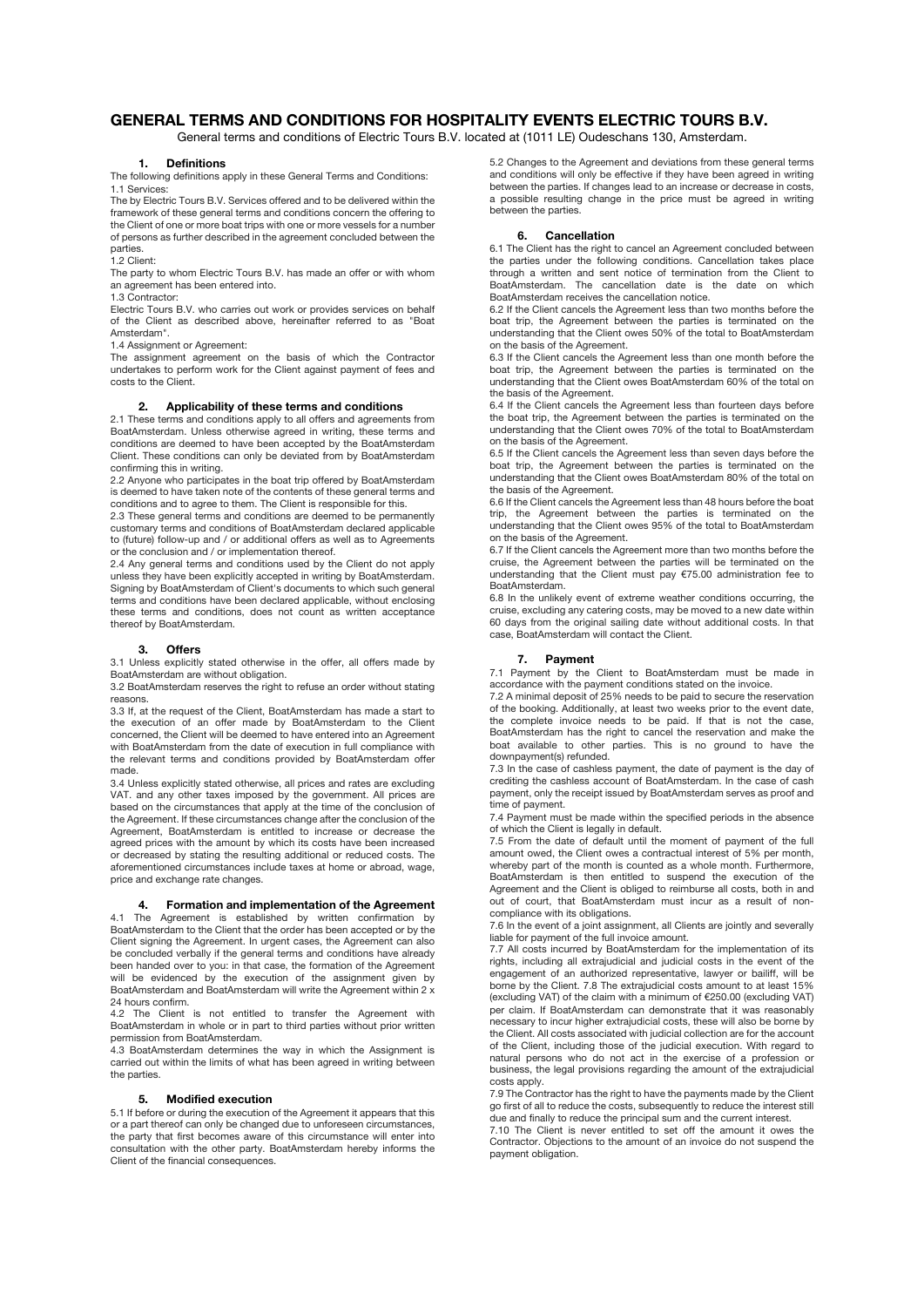# GENERAL TERMS AND CONDITIONS FOR HOSPITALITY EVENTS ELECTRIC TOURS B.V.

General terms and conditions of Electric Tours B.V. located at (1011 LE) Oudeschans 130, Amsterdam.

## 1. Definitions

The following definitions apply in these General Terms and Conditions:

1.1 Services:

The by Electric Tours B.V. Services offered and to be delivered within the framework of these general terms and conditions concern the offering to the Client of one or more boat trips with one or more vessels for a number of persons as further described in the agreement concluded between the parties.

1.2 Client:

The party to whom Electric Tours B.V. has made an offer or with whom an agreement has been entered into.

1.3 Contractor:

Electric Tours B.V. who carries out work or provides services on behalf of the Client as described above, hereinafter referred to as "Boat Amsterdam".

1.4 Assignment or Agreement:

The assignment agreement on the basis of which the Contractor undertakes to perform work for the Client against payment of fees and costs to the Client.

## 2. Applicability of these terms and conditions

2.1 These terms and conditions apply to all offers and agreements from BoatAmsterdam. Unless otherwise agreed in writing, these terms and conditions are deemed to have been accepted by the BoatAmsterdam Client. These conditions can only be deviated from by BoatAmsterdam confirming this in writing.

2.2 Anyone who participates in the boat trip offered by BoatAmsterdam is deemed to have taken note of the contents of these general terms and conditions and to agree to them. The Client is responsible for this.

2.3 These general terms and conditions are deemed to be permanently customary terms and conditions of BoatAmsterdam declared applicable to (future) follow-up and / or additional offers as well as to Agreements or the conclusion and / or implementation thereof.

2.4 Any general terms and conditions used by the Client do not apply unless they have been explicitly accepted in writing by BoatAmsterdam. Signing by BoatAmsterdam of Client's documents to which such general terms and conditions have been declared applicable, without enclosing these terms and conditions, does not count as written acceptance thereof by BoatAmsterdam.

## 3. Offers

3.1 Unless explicitly stated otherwise in the offer, all offers made by BoatAmsterdam are without obligation.

3.2 BoatAmsterdam reserves the right to refuse an order without stating reasons.

3.3 If, at the request of the Client, BoatAmsterdam has made a start to the execution of an offer made by BoatAmsterdam to the Client concerned, the Client will be deemed to have entered into an Agreement with BoatAmsterdam from the date of execution in full compliance with the relevant terms and conditions provided by BoatAmsterdam offer made.

3.4 Unless explicitly stated otherwise, all prices and rates are excluding VAT. and any other taxes imposed by the government. All prices are based on the circumstances that apply at the time of the conclusion of the Agreement. If these circumstances change after the conclusion of the Agreement, BoatAmsterdam is entitled to increase or decrease the agreed prices with the amount by which its costs have been increased or decreased by stating the resulting additional or reduced costs. The aforementioned circumstances include taxes at home or abroad, wage, price and exchange rate changes.

## 4. Formation and implementation of the Agreement

4.1 The Agreement is established by written confirmation by BoatAmsterdam to the Client that the order has been accepted or by the Client signing the Agreement. In urgent cases, the Agreement can also be concluded verbally if the general terms and conditions have already been handed over to you: in that case, the formation of the Agreement will be evidenced by the execution of the assignment given by BoatAmsterdam and BoatAmsterdam will write the Agreement within 2 x 24 hours confirm.

4.2 The Client is not entitled to transfer the Agreement with BoatAmsterdam in whole or in part to third parties without prior written permission from BoatAmsterdam.

4.3 BoatAmsterdam determines the way in which the Assignment is carried out within the limits of what has been agreed in writing between the parties.

## 5. Modified execution

5.1 If before or during the execution of the Agreement it appears that this or a part thereof can only be changed due to unforeseen circumstances, the party that first becomes aware of this circumstance will enter into consultation with the other party. BoatAmsterdam hereby informs the Client of the financial consequences.

5.2 Changes to the Agreement and deviations from these general terms and conditions will only be effective if they have been agreed in writing between the parties. If changes lead to an increase or decrease in costs, a possible resulting change in the price must be agreed in writing between the parties.

## 6. Cancellation

6.1 The Client has the right to cancel an Agreement concluded between the parties under the following conditions. Cancellation takes place through a written and sent notice of termination from the Client to BoatAmsterdam. The cancellation date is the date on which BoatAmsterdam receives the cancellation notice.

6.2 If the Client cancels the Agreement less than two months before the boat trip, the Agreement between the parties is terminated on the understanding that the Client owes 50% of the total to BoatAmsterdam on the basis of the Agreement.

6.3 If the Client cancels the Agreement less than one month before the boat trip, the Agreement between the parties is terminated on the understanding that the Client owes BoatAmsterdam 60% of the total on the basis of the Agreement.

6.4 If the Client cancels the Agreement less than fourteen days before the boat trip, the Agreement between the parties is terminated on the understanding that the Client owes 70% of the total to BoatAmsterdam on the basis of the Agreement.

6.5 If the Client cancels the Agreement less than seven days before the boat trip, the Agreement between the parties is terminated on the understanding that the Client owes BoatAmsterdam 80% of the total on the basis of the Agreement.

6.6 If the Client cancels the Agreement less than 48 hours before the boat trip, the Agreement between the parties is terminated on the understanding that the Client owes 95% of the total to BoatAmsterdam on the basis of the Agreement.

6.7 If the Client cancels the Agreement more than two months before the cruise, the Agreement between the parties will be terminated on the understanding that the Client must pay €75.00 administration fee to BoatAmsterdam.

6.8 In the unlikely event of extreme weather conditions occurring, the cruise, excluding any catering costs, may be moved to a new date within 60 days from the original sailing date without additional costs. In that case, BoatAmsterdam will contact the Client.

## 7. Payment

7.1 Payment by the Client to BoatAmsterdam must be made in accordance with the payment conditions stated on the invoice.

7.2 A minimal deposit of 25% needs to be paid to secure the reservation of the booking. Additionally, at least two weeks prior to the event date, the complete invoice needs to be paid. If that is not the case, BoatAmsterdam has the right to cancel the reservation and make the boat available to other parties. This is no ground to have the downpayment(s) refunded.

7.3 In the case of cashless payment, the date of payment is the day of crediting the cashless account of BoatAmsterdam. In the case of cash payment, only the receipt issued by BoatAmsterdam serves as proof and time of payment.

7.4 Payment must be made within the specified periods in the absence of which the Client is legally in default.

7.5 From the date of default until the moment of payment of the full amount owed, the Client owes a contractual interest of 5% per month, whereby part of the month is counted as a whole month. Furthermore, BoatAmsterdam is then entitled to suspend the execution of the Agreement and the Client is obliged to reimburse all costs, both in and out of court, that BoatAmsterdam must incur as a result of non-compliance with its obligations.

7.6 In the event of a joint assignment, all Clients are jointly and severally liable for payment of the full invoice amount.

7.7 All costs incurred by BoatAmsterdam for the implementation of its rights, including all extrajudicial and judicial costs in the event of the engagement of an authorized representative, lawyer or bailiff, will be borne by the Client. 7.8 The extrajudicial costs amount to at least 15% (excluding VAT) of the claim with a minimum of €250.00 (excluding VAT) per claim. If BoatAmsterdam can demonstrate that it was reasonably necessary to incur higher extrajudicial costs, these will also be borne by the Client. All costs associated with judicial collection are for the account of the Client, including those of the judicial execution. With regard to natural persons who do not act in the exercise of a profession or business, the legal provisions regarding the amount of the extrajudicial costs apply.

7.9 The Contractor has the right to have the payments made by the Client go first of all to reduce the costs, subsequently to reduce the interest still due and finally to reduce the principal sum and the current interest.

7.10 The Client is never entitled to set off the amount it owes the Contractor. Objections to the amount of an invoice do not suspend the payment obligation.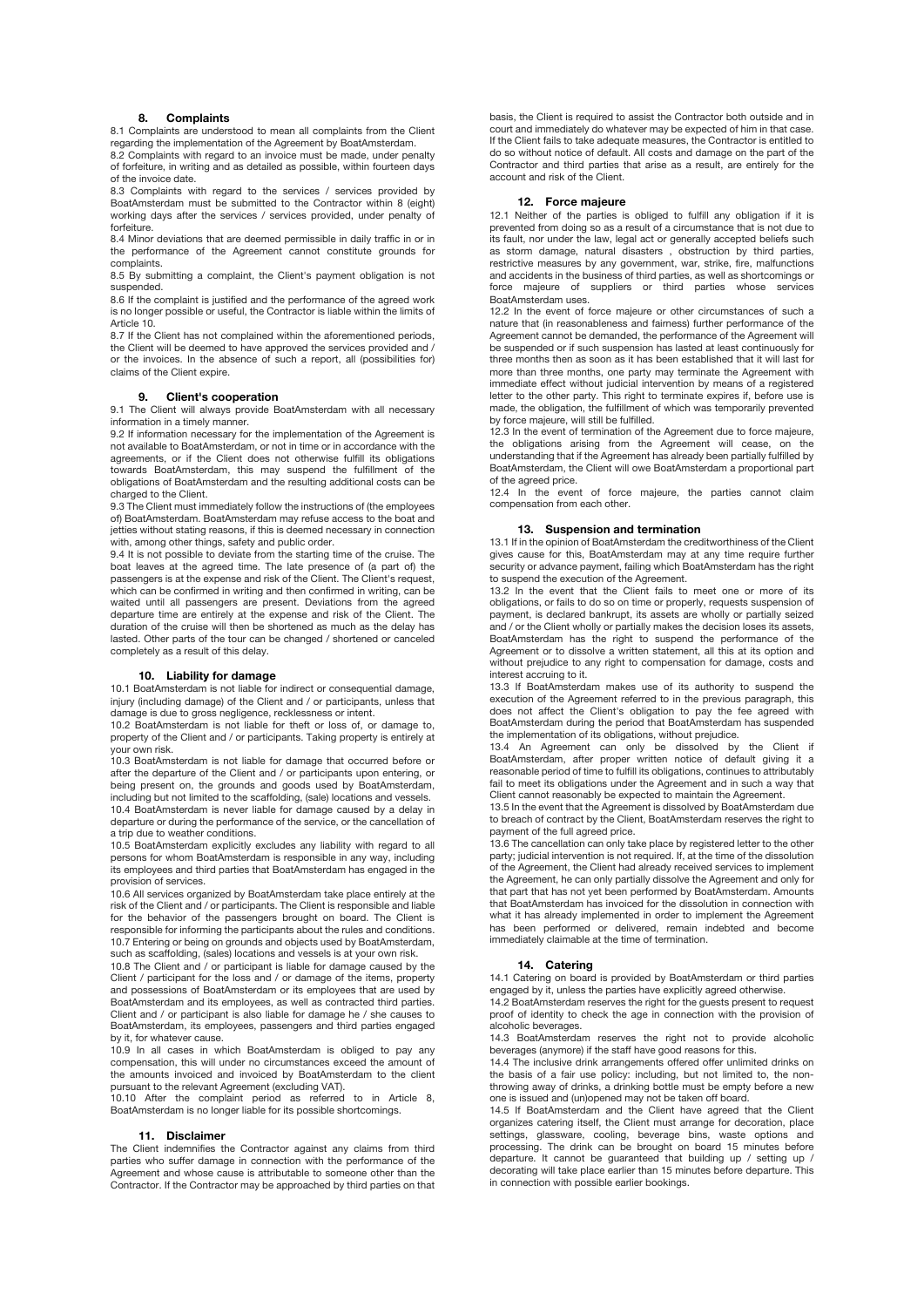## 8. Complaints

8.1 Complaints are understood to mean all complaints from the Client regarding the implementation of the Agreement by BoatAmsterdam.

8.2 Complaints with regard to an invoice must be made, under penalty of forfeiture, in writing and as detailed as possible, within fourteen days of the invoice date.

8.3 Complaints with regard to the services / services provided by BoatAmsterdam must be submitted to the Contractor within 8 (eight) working days after the services / services provided, under penalty of forfeiture.

8.4 Minor deviations that are deemed permissible in daily traffic in or in the performance of the Agreement cannot constitute grounds for complaints.

8.5 By submitting a complaint, the Client's payment obligation is not suspended.

8.6 If the complaint is justified and the performance of the agreed work is no longer possible or useful, the Contractor is liable within the limits of Article 10.

8.7 If the Client has not complained within the aforementioned periods, the Client will be deemed to have approved the services provided and / or the invoices. In the absence of such a report, all (possibilities for) claims of the Client expire.

## 9. Client's cooperation

9.1 The Client will always provide BoatAmsterdam with all necessary information in a timely manner.

9.2 If information necessary for the implementation of the Agreement is not available to BoatAmsterdam, or not in time or in accordance with the agreements, or if the Client does not otherwise fulfill its obligations towards BoatAmsterdam, this may suspend the fulfillment of the obligations of BoatAmsterdam and the resulting additional costs can be charged to the Client.

9.3 The Client must immediately follow the instructions of (the employees of) BoatAmsterdam. BoatAmsterdam may refuse access to the boat and jetties without stating reasons, if this is deemed necessary in connection with, among other things, safety and public order.

9.4 It is not possible to deviate from the starting time of the cruise. The boat leaves at the agreed time. The late presence of (a part of) the passengers is at the expense and risk of the Client. The Client's request, which can be confirmed in writing and then confirmed in writing, can be waited until all passengers are present. Deviations from the agreed departure time are entirely at the expense and risk of the Client. The duration of the cruise will then be shortened as much as the delay has lasted. Other parts of the tour can be changed / shortened or canceled completely as a result of this delay.

## 10. Liability for damage

10.1 BoatAmsterdam is not liable for indirect or consequential damage, injury (including damage) of the Client and / or participants, unless that damage is due to gross negligence, recklessness or intent.

10.2 BoatAmsterdam is not liable for theft or loss of, or damage to, property of the Client and / or participants. Taking property is entirely at your own risk.

10.3 BoatAmsterdam is not liable for damage that occurred before or after the departure of the Client and / or participants upon entering, or being present on, the grounds and goods used by BoatAmsterdam, including but not limited to the scaffolding, (sale) locations and vessels.

10.4 BoatAmsterdam is never liable for damage caused by a delay in departure or during the performance of the service, or the cancellation of a trip due to weather conditions.

10.5 BoatAmsterdam explicitly excludes any liability with regard to all persons for whom BoatAmsterdam is responsible in any way, including its employees and third parties that BoatAmsterdam has engaged in the provision of services.

10.6 All services organized by BoatAmsterdam take place entirely at the risk of the Client and / or participants. The Client is responsible and liable for the behavior of the passengers brought on board. The Client is responsible for informing the participants about the rules and conditions.

10.7 Entering or being on grounds and objects used by BoatAmsterdam, such as scaffolding, (sales) locations and vessels is at your own risk.

10.8 The Client and / or participant is liable for damage caused by the Client / participant for the loss and / or damage of the items, property and possessions of BoatAmsterdam or its employees that are used by BoatAmsterdam and its employees, as well as contracted third parties. Client and / or participant is also liable for damage he / she causes to BoatAmsterdam, its employees, passengers and third parties engaged by it, for whatever cause.

10.9 In all cases in which BoatAmsterdam is obliged to pay any compensation, this will under no circumstances exceed the amount of the amounts invoiced and invoiced by BoatAmsterdam to the client pursuant to the relevant Agreement (excluding VAT).

10.10 After the complaint period as referred to in Article 8, BoatAmsterdam is no longer liable for its possible shortcomings.

## 11. Disclaimer

The Client indemnifies the Contractor against any claims from third parties who suffer damage in connection with the performance of the Agreement and whose cause is attributable to someone other than the Contractor. If the Contractor may be approached by third parties on that basis, the Client is required to assist the Contractor both outside and in court and immediately do whatever may be expected of him in that case. If the Client fails to take adequate measures, the Contractor is entitled to do so without notice of default. All costs and damage on the part of the Contractor and third parties that arise as a result, are entirely for the account and risk of the Client.

## 12. Force majeure

12.1 Neither of the parties is obliged to fulfill any obligation if it is prevented from doing so as a result of a circumstance that is not due to its fault, nor under the law, legal act or generally accepted beliefs such as storm damage, natural disasters , obstruction by third parties, restrictive measures by any government, war, strike, fire, malfunctions and accidents in the business of third parties, as well as shortcomings or force majeure of suppliers or third parties whose services BoatAmsterdam uses.

12.2 In the event of force majeure or other circumstances of such a nature that (in reasonableness and fairness) further performance of the Agreement cannot be demanded, the performance of the Agreement will be suspended or if such suspension has lasted at least continuously for three months then as soon as it has been established that it will last for more than three months, one party may terminate the Agreement with immediate effect without judicial intervention by means of a registered letter to the other party. This right to terminate expires if, before use is made, the obligation, the fulfillment of which was temporarily prevented by force majeure, will still be fulfilled.

12.3 In the event of termination of the Agreement due to force majeure, the obligations arising from the Agreement will cease, on the understanding that if the Agreement has already been partially fulfilled by BoatAmsterdam, the Client will owe BoatAmsterdam a proportional part of the agreed price.

12.4 In the event of force majeure, the parties cannot claim compensation from each other.

## 13. Suspension and termination

13.1 If in the opinion of BoatAmsterdam the creditworthiness of the Client gives cause for this, BoatAmsterdam may at any time require further security or advance payment, failing which BoatAmsterdam has the right to suspend the execution of the Agreement.

13.2 In the event that the Client fails to meet one or more of its obligations, or fails to do so on time or properly, requests suspension of payment, is declared bankrupt, its assets are wholly or partially seized and / or the Client wholly or partially makes the decision loses its assets, BoatAmsterdam has the right to suspend the performance of the Agreement or to dissolve a written statement, all this at its option and without prejudice to any right to compensation for damage, costs and interest accruing to it.

13.3 If BoatAmsterdam makes use of its authority to suspend the execution of the Agreement referred to in the previous paragraph, this does not affect the Client's obligation to pay the fee agreed with BoatAmsterdam during the period that BoatAmsterdam has suspended the implementation of its obligations, without prejudice.

13.4 An Agreement can only be dissolved by the Client if BoatAmsterdam, after proper written notice of default giving it a reasonable period of time to fulfill its obligations, continues to attributably fail to meet its obligations under the Agreement and in such a way that Client cannot reasonably be expected to maintain the Agreement.

13.5 In the event that the Agreement is dissolved by BoatAmsterdam due to breach of contract by the Client, BoatAmsterdam reserves the right to payment of the full agreed price.

13.6 The cancellation can only take place by registered letter to the other party; judicial intervention is not required. If, at the time of the dissolution of the Agreement, the Client had already received services to implement the Agreement, he can only partially dissolve the Agreement and only for that part that has not yet been performed by BoatAmsterdam. Amounts that BoatAmsterdam has invoiced for the dissolution in connection with what it has already implemented in order to implement the Agreement has been performed or delivered, remain indebted and become immediately claimable at the time of termination.

## 14. Catering

14.1 Catering on board is provided by BoatAmsterdam or third parties engaged by it, unless the parties have explicitly agreed otherwise.

14.2 BoatAmsterdam reserves the right for the guests present to request proof of identity to check the age in connection with the provision of alcoholic beverages.

14.3 BoatAmsterdam reserves the right not to provide alcoholic beverages (anymore) if the staff have good reasons for this.

14.4 The inclusive drink arrangements offered offer unlimited drinks on the basis of a fair use policy: including, but not limited to, the non-throwing away of drinks, a drinking bottle must be empty before a new one is issued and (un)opened may not be taken off board.

14.5 If BoatAmsterdam and the Client have agreed that the Client organizes catering itself, the Client must arrange for decoration, place settings, glassware, cooling, beverage bins, waste options and processing. The drink can be brought on board 15 minutes before departure. It cannot be guaranteed that building up / setting up / decorating will take place earlier than 15 minutes before departure. This in connection with possible earlier bookings.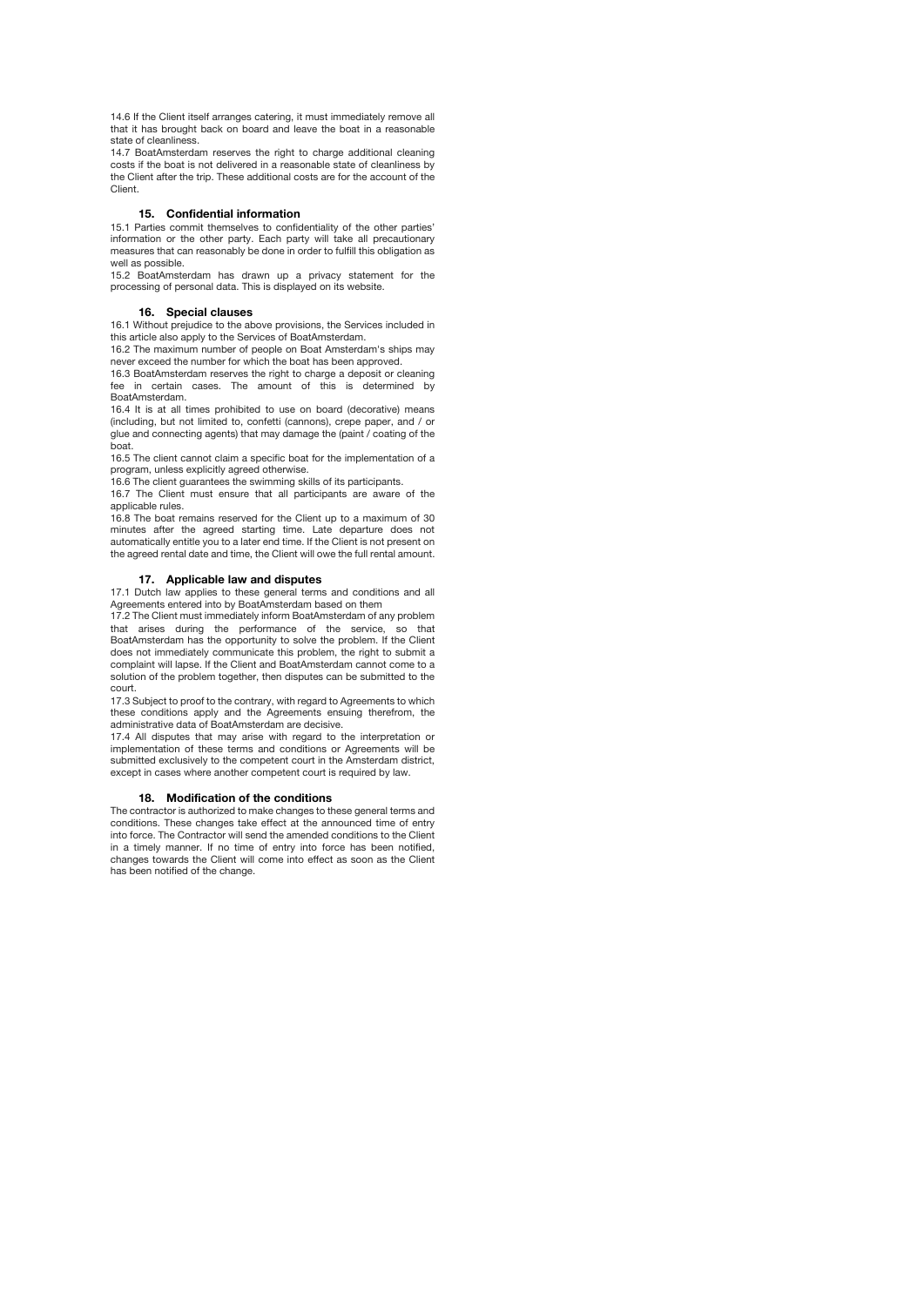14.6 If the Client itself arranges catering, it must immediately remove all that it has brought back on board and leave the boat in a reasonable state of cleanliness.

14.7 BoatAmsterdam reserves the right to charge additional cleaning costs if the boat is not delivered in a reasonable state of cleanliness by the Client after the trip. These additional costs are for the account of the Client.

## 15. Confidential information

15.1 Parties commit themselves to confidentiality of the other parties' information or the other party. Each party will take all precautionary measures that can reasonably be done in order to fulfill this obligation as well as possible.

15.2 BoatAmsterdam has drawn up a privacy statement for the processing of personal data. This is displayed on its website.

## 16. Special clauses

16.1 Without prejudice to the above provisions, the Services included in this article also apply to the Services of BoatAmsterdam.

16.2 The maximum number of people on Boat Amsterdam's ships may never exceed the number for which the boat has been approved.

16.3 BoatAmsterdam reserves the right to charge a deposit or cleaning fee in certain cases. The amount of this is determined by BoatAmsterdam.

16.4 It is at all times prohibited to use on board (decorative) means (including, but not limited to, confetti (cannons), crepe paper, and / or glue and connecting agents) that may damage the (paint / coating of the boat.

16.5 The client cannot claim a specific boat for the implementation of a program, unless explicitly agreed otherwise.

16.6 The client guarantees the swimming skills of its participants.

16.7 The Client must ensure that all participants are aware of the applicable rules.

16.8 The boat remains reserved for the Client up to a maximum of 30 minutes after the agreed starting time. Late departure does not automatically entitle you to a later end time. If the Client is not present on the agreed rental date and time, the Client will owe the full rental amount.

## 17. Applicable law and disputes

17.1 Dutch law applies to these general terms and conditions and all Agreements entered into by BoatAmsterdam based on them

17.2 The Client must immediately inform BoatAmsterdam of any problem that arises during the performance of the service, so that BoatAmsterdam has the opportunity to solve the problem. If the Client does not immediately communicate this problem, the right to submit a complaint will lapse. If the Client and BoatAmsterdam cannot come to a solution of the problem together, then disputes can be submitted to the court.

17.3 Subject to proof to the contrary, with regard to Agreements to which these conditions apply and the Agreements ensuing therefrom, the administrative data of BoatAmsterdam are decisive.

17.4 All disputes that may arise with regard to the interpretation or implementation of these terms and conditions or Agreements will be submitted exclusively to the competent court in the Amsterdam district, except in cases where another competent court is required by law.

## 18. Modification of the conditions

The contractor is authorized to make changes to these general terms and conditions. These changes take effect at the announced time of entry into force. The Contractor will send the amended conditions to the Client in a timely manner. If no time of entry into force has been notified, changes towards the Client will come into effect as soon as the Client has been notified of the change.